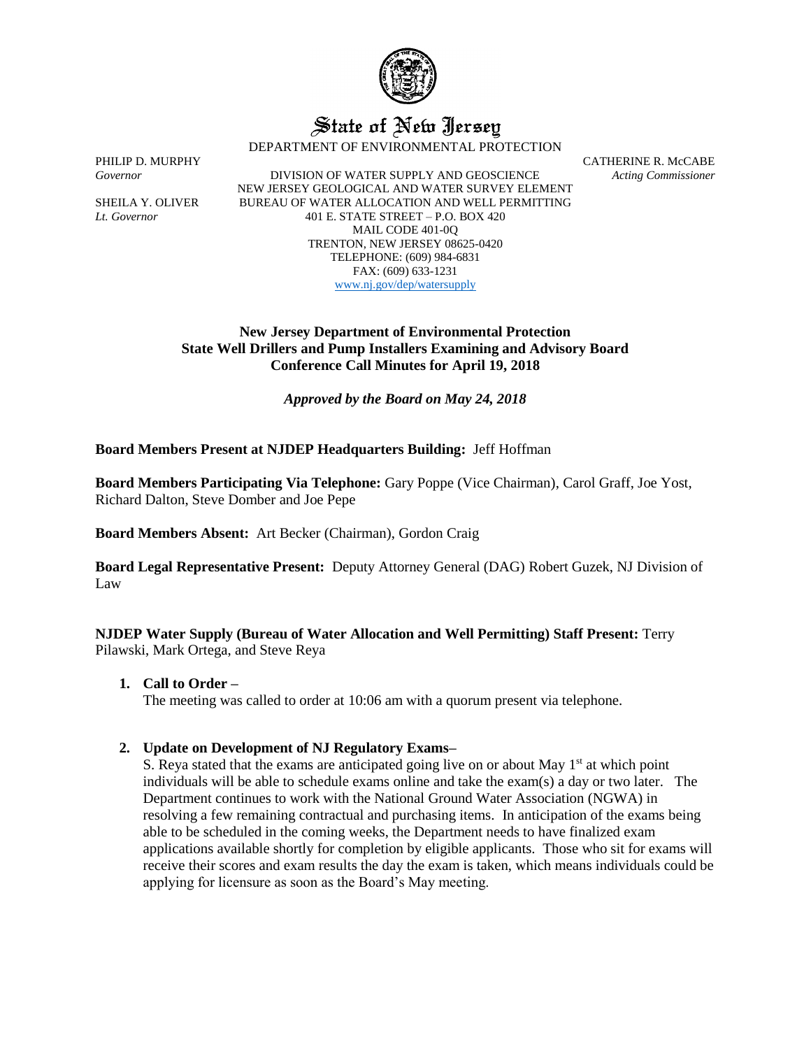# State of New Jersey

DEPARTMENT OF ENVIRONMENTAL PROTECTION

PHILIP D. MURPHY
*Governor*

SHEILA Y. OLIVER
*Lt. Governor*

DIVISION OF WATER SUPPLY AND GEOSCIENCE
NEW JERSEY GEOLOGICAL AND WATER SURVEY ELEMENT
BUREAU OF WATER ALLOCATION AND WELL PERMITTING
401 E. STATE STREET – P.O. BOX 420
MAIL CODE 401-0Q
TRENTON, NEW JERSEY 08625-0420
TELEPHONE: (609) 984-6831
FAX: (609) 633-1231
www.nj.gov/dep/watersupply

CATHERINE R. McCABE
*Acting Commissioner*

**New Jersey Department of Environmental Protection**
**State Well Drillers and Pump Installers Examining and Advisory Board**
**Conference Call Minutes for April 19, 2018**

***Approved by the Board on May 24, 2018***

**Board Members Present at NJDEP Headquarters Building:** Jeff Hoffman

**Board Members Participating Via Telephone:** Gary Poppe (Vice Chairman), Carol Graff, Joe Yost, Richard Dalton, Steve Domber and Joe Pepe

**Board Members Absent:** Art Becker (Chairman), Gordon Craig

**Board Legal Representative Present:** Deputy Attorney General (DAG) Robert Guzek, NJ Division of Law

**NJDEP Water Supply (Bureau of Water Allocation and Well Permitting) Staff Present:** Terry Pilawski, Mark Ortega, and Steve Reya

1. **Call to Order –**
   The meeting was called to order at 10:06 am with a quorum present via telephone.

2. **Update on Development of NJ Regulatory Exams–**
   S. Reya stated that the exams are anticipated going live on or about May 1st at which point individuals will be able to schedule exams online and take the exam(s) a day or two later. The Department continues to work with the National Ground Water Association (NGWA) in resolving a few remaining contractual and purchasing items. In anticipation of the exams being able to be scheduled in the coming weeks, the Department needs to have finalized exam applications available shortly for completion by eligible applicants. Those who sit for exams will receive their scores and exam results the day the exam is taken, which means individuals could be applying for licensure as soon as the Board's May meeting.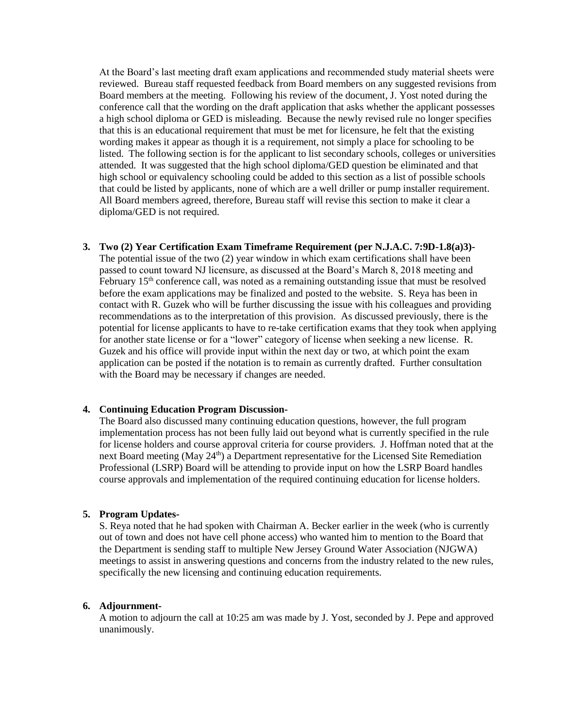At the Board's last meeting draft exam applications and recommended study material sheets were reviewed. Bureau staff requested feedback from Board members on any suggested revisions from Board members at the meeting. Following his review of the document, J. Yost noted during the conference call that the wording on the draft application that asks whether the applicant possesses a high school diploma or GED is misleading. Because the newly revised rule no longer specifies that this is an educational requirement that must be met for licensure, he felt that the existing wording makes it appear as though it is a requirement, not simply a place for schooling to be listed. The following section is for the applicant to list secondary schools, colleges or universities attended. It was suggested that the high school diploma/GED question be eliminated and that high school or equivalency schooling could be added to this section as a list of possible schools that could be listed by applicants, none of which are a well driller or pump installer requirement. All Board members agreed, therefore, Bureau staff will revise this section to make it clear a diploma/GED is not required.

3. **Two (2) Year Certification Exam Timeframe Requirement (per N.J.A.C. 7:9D-1.8(a)3)-** The potential issue of the two (2) year window in which exam certifications shall have been passed to count toward NJ licensure, as discussed at the Board's March 8, 2018 meeting and February 15th conference call, was noted as a remaining outstanding issue that must be resolved before the exam applications may be finalized and posted to the website. S. Reya has been in contact with R. Guzek who will be further discussing the issue with his colleagues and providing recommendations as to the interpretation of this provision. As discussed previously, there is the potential for license applicants to have to re-take certification exams that they took when applying for another state license or for a "lower" category of license when seeking a new license. R. Guzek and his office will provide input within the next day or two, at which point the exam application can be posted if the notation is to remain as currently drafted. Further consultation with the Board may be necessary if changes are needed.

4. **Continuing Education Program Discussion-**
   The Board also discussed many continuing education questions, however, the full program implementation process has not been fully laid out beyond what is currently specified in the rule for license holders and course approval criteria for course providers. J. Hoffman noted that at the next Board meeting (May 24th) a Department representative for the Licensed Site Remediation Professional (LSRP) Board will be attending to provide input on how the LSRP Board handles course approvals and implementation of the required continuing education for license holders.

5. **Program Updates-**
   S. Reya noted that he had spoken with Chairman A. Becker earlier in the week (who is currently out of town and does not have cell phone access) who wanted him to mention to the Board that the Department is sending staff to multiple New Jersey Ground Water Association (NJGWA) meetings to assist in answering questions and concerns from the industry related to the new rules, specifically the new licensing and continuing education requirements.

6. **Adjournment-**
   A motion to adjourn the call at 10:25 am was made by J. Yost, seconded by J. Pepe and approved unanimously.